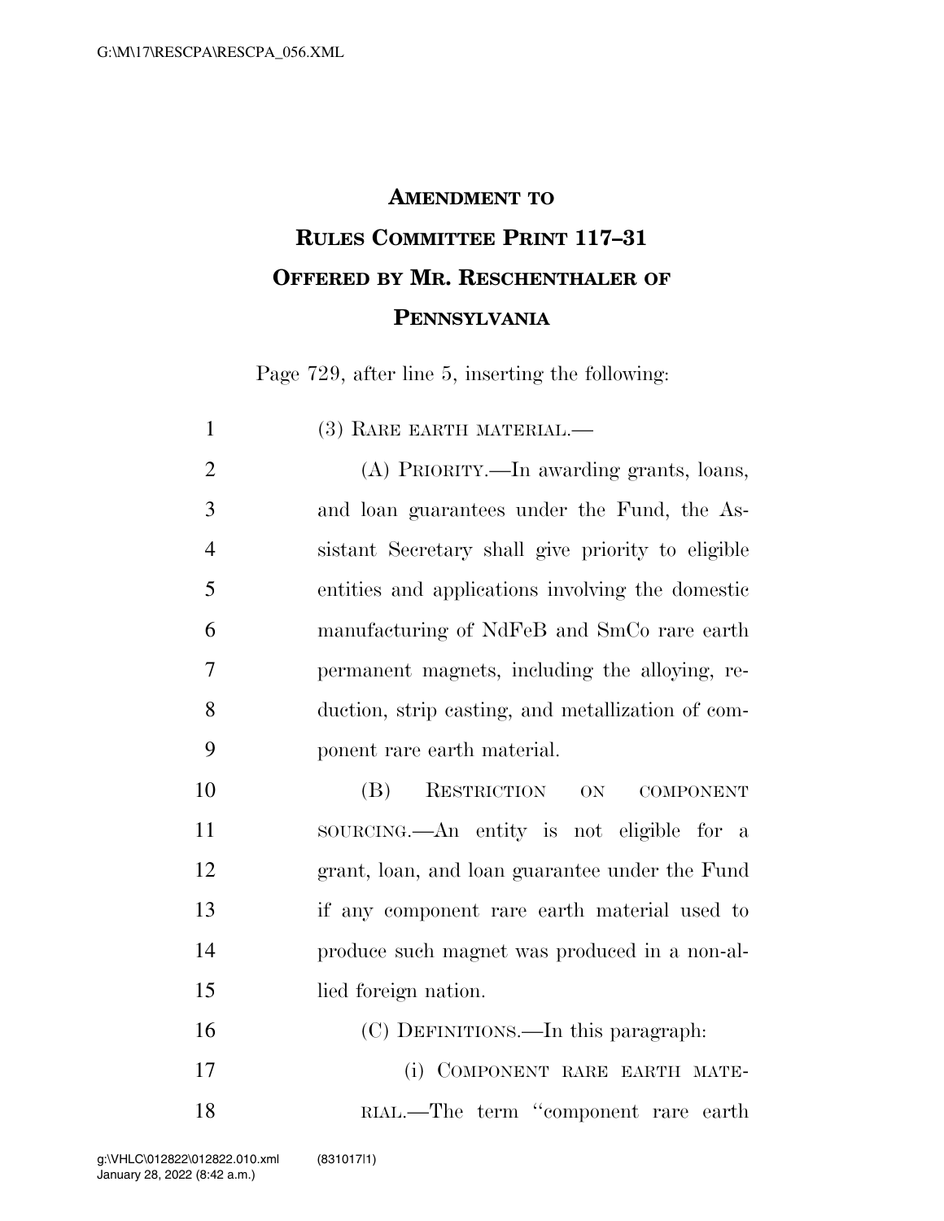# AMENDMENT TO RULES COMMITTEE PRINT 117–31 OFFERED BY MR. RESCHENTHALER OF PENNSYLVANIA

Page 729, after line 5, inserting the following:

(3) RARE EARTH MATERIAL.—

(A) PRIORITY.—In awarding grants, loans, and loan guarantees under the Fund, the Assistant Secretary shall give priority to eligible entities and applications involving the domestic manufacturing of NdFeB and SmCo rare earth permanent magnets, including the alloying, reduction, strip casting, and metallization of component rare earth material.

(B) RESTRICTION ON COMPONENT SOURCING.—An entity is not eligible for a grant, loan, and loan guarantee under the Fund if any component rare earth material used to produce such magnet was produced in a non-allied foreign nation.

(C) DEFINITIONS.—In this paragraph:

(i) COMPONENT RARE EARTH MATERIAL.—The term "component rare earth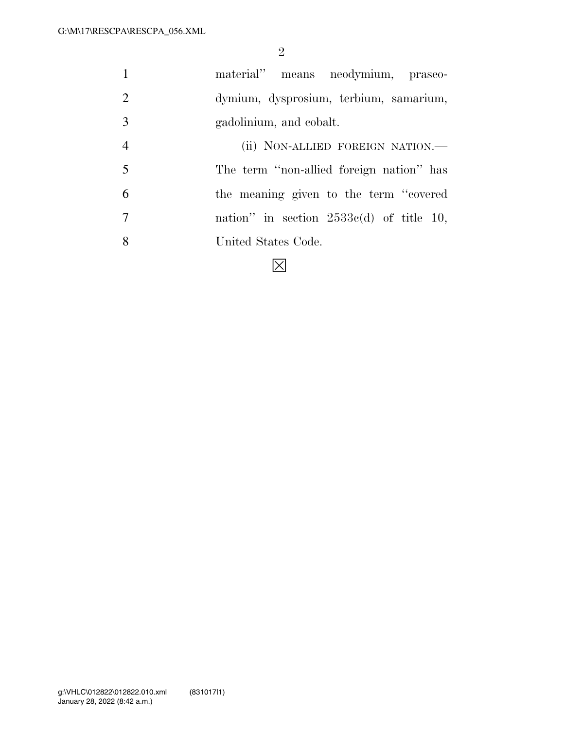material'' means neodymium, praseodymium, dysprosium, terbium, samarium, gadolinium, and cobalt.

(ii) NON-ALLIED FOREIGN NATION.—The term ''non-allied foreign nation'' has the meaning given to the term ''covered nation'' in section 2533c(d) of title 10, United States Code.

☒